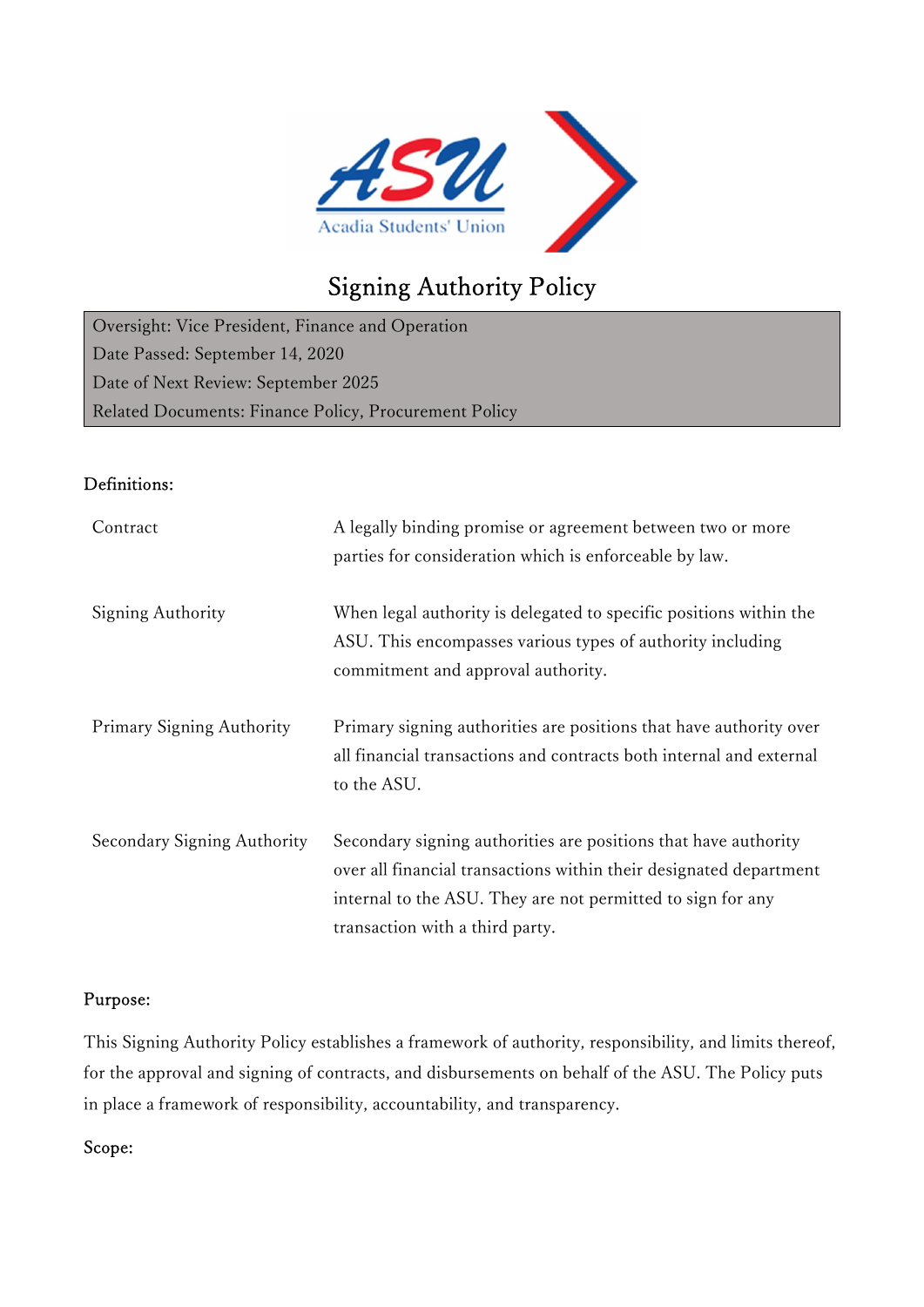# Signing Authority Policy

| Oversight: Vice President, Finance and Operation |
|---|
| Date Passed: September 14, 2020 |
| Date of Next Review: September 2025 |
| Related Documents: Finance Policy, Procurement Policy |

## Definitions:

| | |
|---|---|
| Contract | A legally binding promise or agreement between two or more parties for consideration which is enforceable by law. |
| Signing Authority | When legal authority is delegated to specific positions within the ASU. This encompasses various types of authority including commitment and approval authority. |
| Primary Signing Authority | Primary signing authorities are positions that have authority over all financial transactions and contracts both internal and external to the ASU. |
| Secondary Signing Authority | Secondary signing authorities are positions that have authority over all financial transactions within their designated department internal to the ASU. They are not permitted to sign for any transaction with a third party. |

## Purpose:

This Signing Authority Policy establishes a framework of authority, responsibility, and limits thereof, for the approval and signing of contracts, and disbursements on behalf of the ASU. The Policy puts in place a framework of responsibility, accountability, and transparency.

## Scope: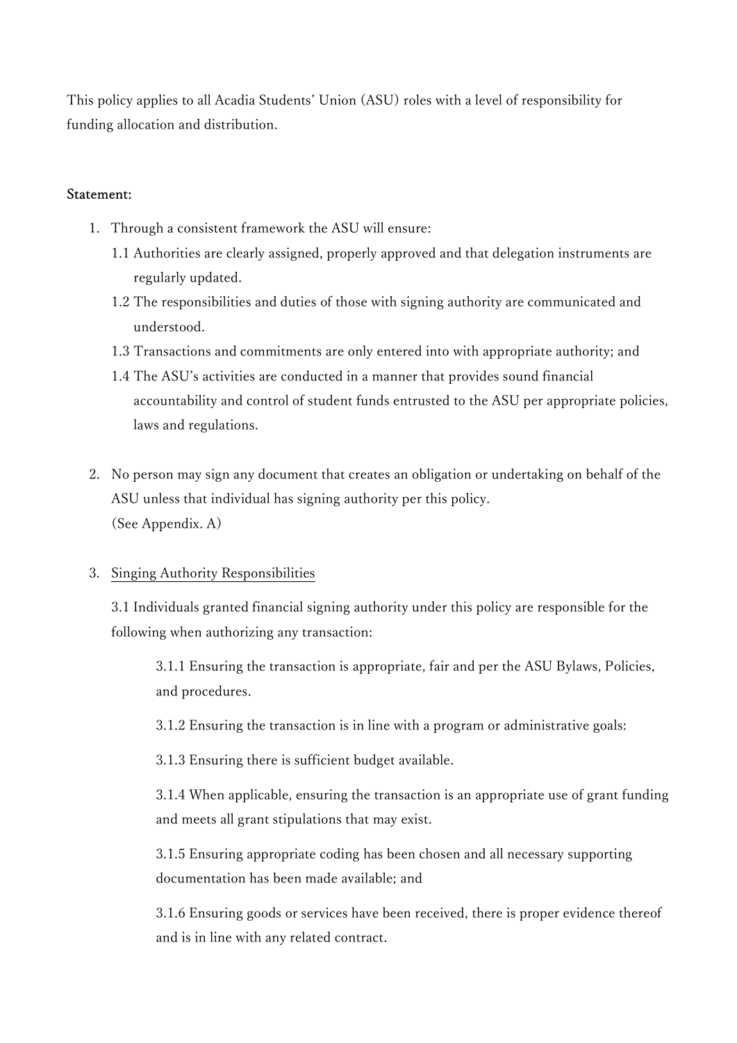This policy applies to all Acadia Students' Union (ASU) roles with a level of responsibility for funding allocation and distribution.

**Statement:**

1. Through a consistent framework the ASU will ensure:
   1.1 Authorities are clearly assigned, properly approved and that delegation instruments are regularly updated.
   1.2 The responsibilities and duties of those with signing authority are communicated and understood.
   1.3 Transactions and commitments are only entered into with appropriate authority; and
   1.4 The ASU's activities are conducted in a manner that provides sound financial accountability and control of student funds entrusted to the ASU per appropriate policies, laws and regulations.

2. No person may sign any document that creates an obligation or undertaking on behalf of the ASU unless that individual has signing authority per this policy.
   (See Appendix. A)

3. <u>Singing Authority Responsibilities</u>

   3.1 Individuals granted financial signing authority under this policy are responsible for the following when authorizing any transaction:

   3.1.1 Ensuring the transaction is appropriate, fair and per the ASU Bylaws, Policies, and procedures.

   3.1.2 Ensuring the transaction is in line with a program or administrative goals:

   3.1.3 Ensuring there is sufficient budget available.

   3.1.4 When applicable, ensuring the transaction is an appropriate use of grant funding and meets all grant stipulations that may exist.

   3.1.5 Ensuring appropriate coding has been chosen and all necessary supporting documentation has been made available; and

   3.1.6 Ensuring goods or services have been received, there is proper evidence thereof and is in line with any related contract.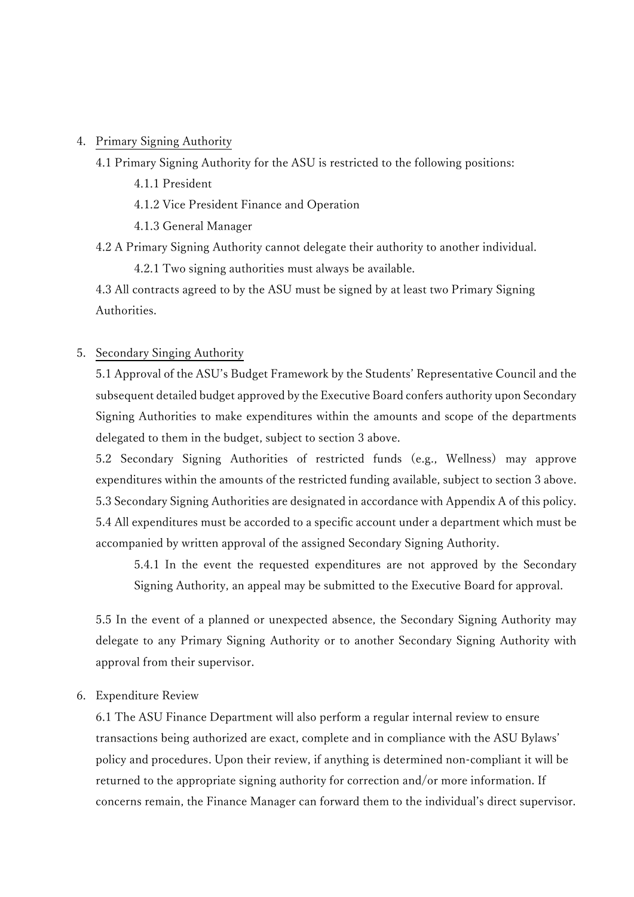4. Primary Signing Authority

   4.1 Primary Signing Authority for the ASU is restricted to the following positions:

   4.1.1 President

   4.1.2 Vice President Finance and Operation

   4.1.3 General Manager

   4.2 A Primary Signing Authority cannot delegate their authority to another individual.

   4.2.1 Two signing authorities must always be available.

   4.3 All contracts agreed to by the ASU must be signed by at least two Primary Signing Authorities.

5. Secondary Singing Authority

   5.1 Approval of the ASU's Budget Framework by the Students' Representative Council and the subsequent detailed budget approved by the Executive Board confers authority upon Secondary Signing Authorities to make expenditures within the amounts and scope of the departments delegated to them in the budget, subject to section 3 above.

   5.2 Secondary Signing Authorities of restricted funds (e.g., Wellness) may approve expenditures within the amounts of the restricted funding available, subject to section 3 above.

   5.3 Secondary Signing Authorities are designated in accordance with Appendix A of this policy.

   5.4 All expenditures must be accorded to a specific account under a department which must be accompanied by written approval of the assigned Secondary Signing Authority.

   5.4.1 In the event the requested expenditures are not approved by the Secondary Signing Authority, an appeal may be submitted to the Executive Board for approval.

   5.5 In the event of a planned or unexpected absence, the Secondary Signing Authority may delegate to any Primary Signing Authority or to another Secondary Signing Authority with approval from their supervisor.

6. Expenditure Review

   6.1 The ASU Finance Department will also perform a regular internal review to ensure transactions being authorized are exact, complete and in compliance with the ASU Bylaws' policy and procedures. Upon their review, if anything is determined non-compliant it will be returned to the appropriate signing authority for correction and/or more information. If concerns remain, the Finance Manager can forward them to the individual's direct supervisor.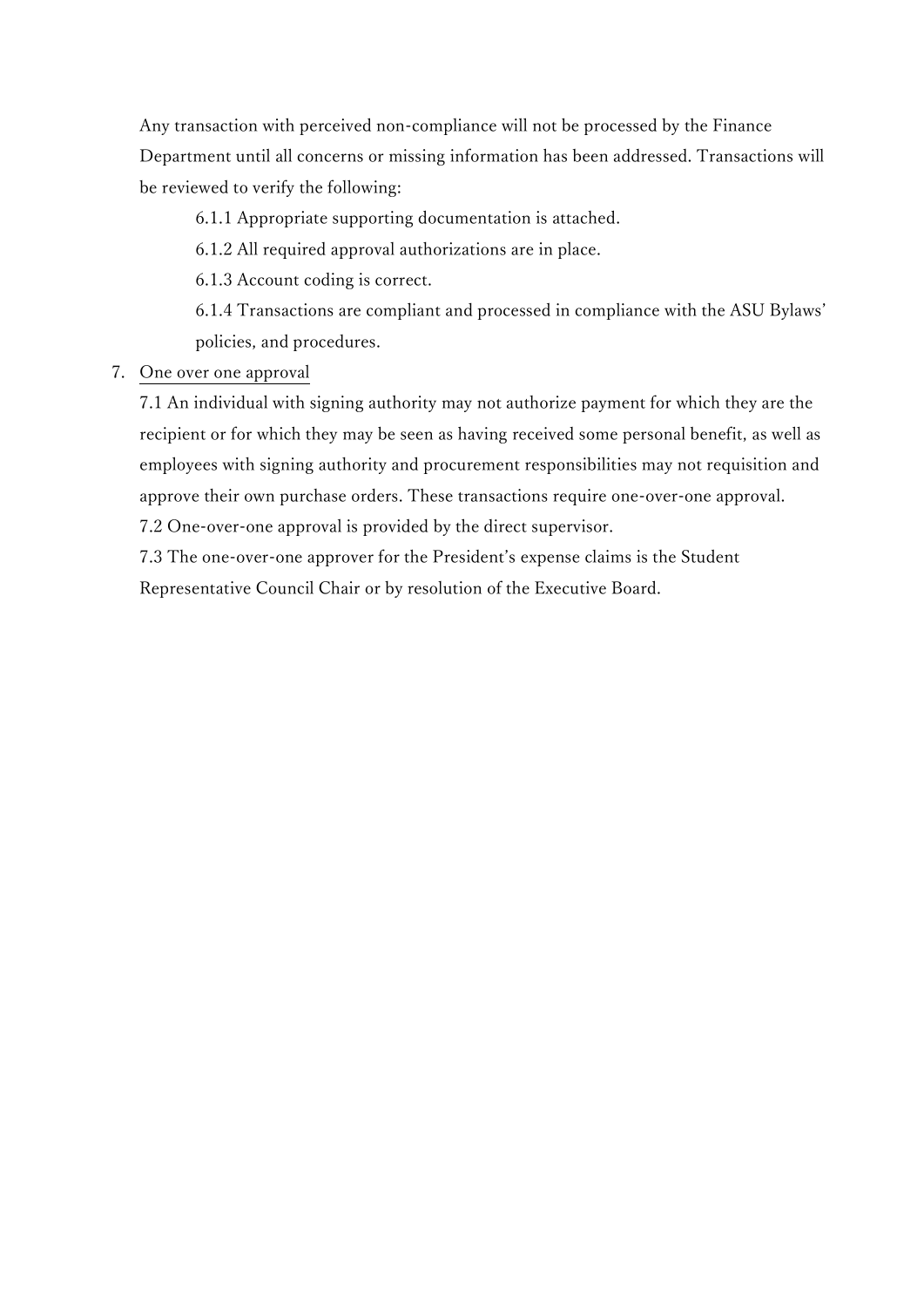Any transaction with perceived non-compliance will not be processed by the Finance Department until all concerns or missing information has been addressed. Transactions will be reviewed to verify the following:

6.1.1 Appropriate supporting documentation is attached.

6.1.2 All required approval authorizations are in place.

6.1.3 Account coding is correct.

6.1.4 Transactions are compliant and processed in compliance with the ASU Bylaws' policies, and procedures.

7. <u>One over one approval</u>

7.1 An individual with signing authority may not authorize payment for which they are the recipient or for which they may be seen as having received some personal benefit, as well as employees with signing authority and procurement responsibilities may not requisition and approve their own purchase orders. These transactions require one-over-one approval.

7.2 One-over-one approval is provided by the direct supervisor.

7.3 The one-over-one approver for the President's expense claims is the Student Representative Council Chair or by resolution of the Executive Board.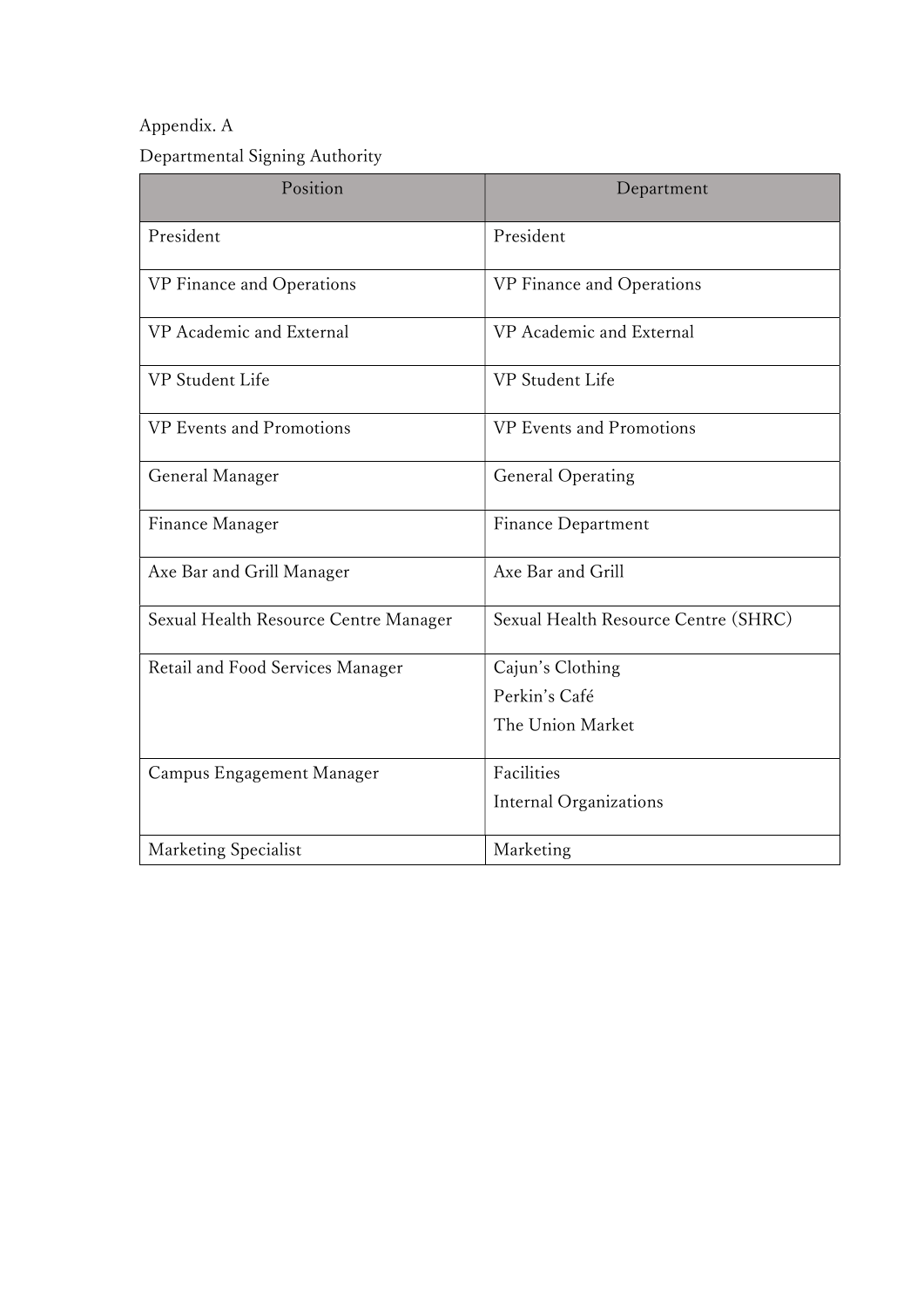Appendix. A

Departmental Signing Authority

| Position | Department |
| --- | --- |
| President | President |
| VP Finance and Operations | VP Finance and Operations |
| VP Academic and External | VP Academic and External |
| VP Student Life | VP Student Life |
| VP Events and Promotions | VP Events and Promotions |
| General Manager | General Operating |
| Finance Manager | Finance Department |
| Axe Bar and Grill Manager | Axe Bar and Grill |
| Sexual Health Resource Centre Manager | Sexual Health Resource Centre (SHRC) |
| Retail and Food Services Manager | Cajun's Clothing<br>Perkin's Café<br>The Union Market |
| Campus Engagement Manager | Facilities<br>Internal Organizations |
| Marketing Specialist | Marketing |